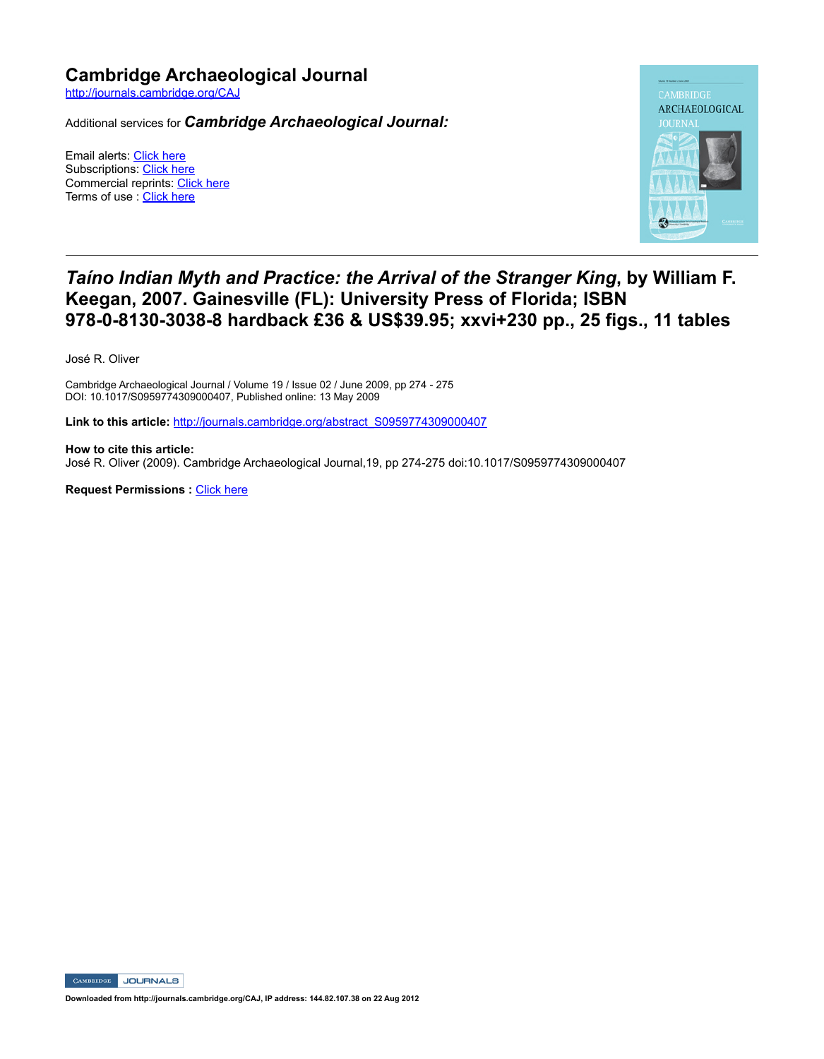# Cambridge Archaeological Journal

http://journals.cambridge.org/CAJ

Additional services for ***Cambridge Archaeological Journal:***

Email alerts: Click here
Subscriptions: Click here
Commercial reprints: Click here
Terms of use : Click here

## *Taíno Indian Myth and Practice: the Arrival of the Stranger King*, by William F. Keegan, 2007. Gainesville (FL): University Press of Florida; ISBN 978-0-8130-3038-8 hardback £36 & US$39.95; xxvi+230 pp., 25 figs., 11 tables

José R. Oliver

Cambridge Archaeological Journal / Volume 19 / Issue 02 / June 2009, pp 274 - 275
DOI: 10.1017/S0959774309000407, Published online: 13 May 2009

**Link to this article:** http://journals.cambridge.org/abstract_S0959774309000407

**How to cite this article:**
José R. Oliver (2009). Cambridge Archaeological Journal,19, pp 274-275 doi:10.1017/S0959774309000407

**Request Permissions :** Click here

**Downloaded from http://journals.cambridge.org/CAJ, IP address: 144.82.107.38 on 22 Aug 2012**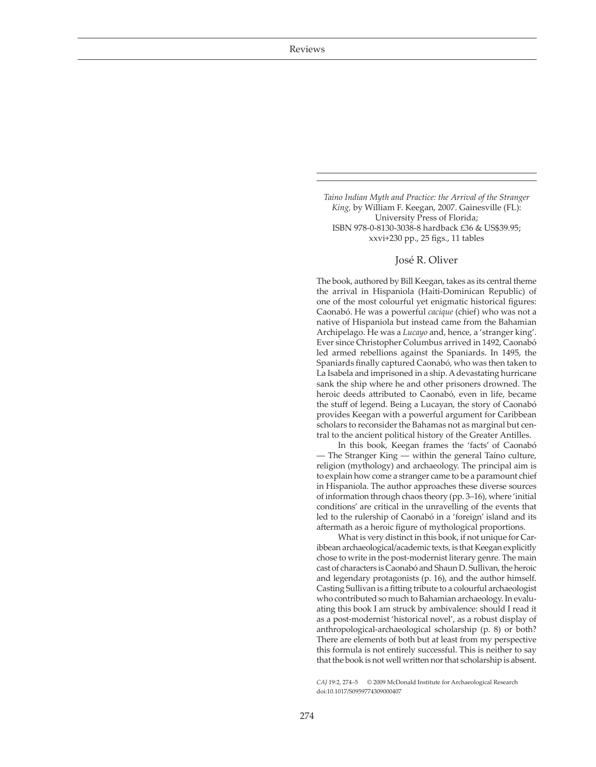*Taíno Indian Myth and Practice: the Arrival of the Stranger King*, by William F. Keegan, 2007. Gainesville (FL): University Press of Florida;
ISBN 978-0-8130-3038-8 hardback £36 & US$39.95;
xxvi+230 pp., 25 figs., 11 tables

José R. Oliver

The book, authored by Bill Keegan, takes as its central theme the arrival in Hispaniola (Haiti-Dominican Republic) of one of the most colourful yet enigmatic historical figures: Caonabó. He was a powerful *cacique* (chief) who was not a native of Hispaniola but instead came from the Bahamian Archipelago. He was a *Lucayo* and, hence, a 'stranger king'. Ever since Christopher Columbus arrived in 1492, Caonabó led armed rebellions against the Spaniards. In 1495, the Spaniards finally captured Caonabó, who was then taken to La Isabela and imprisoned in a ship. A devastating hurricane sank the ship where he and other prisoners drowned. The heroic deeds attributed to Caonabó, even in life, became the stuff of legend. Being a Lucayan, the story of Caonabó provides Keegan with a powerful argument for Caribbean scholars to reconsider the Bahamas not as marginal but central to the ancient political history of the Greater Antilles.

In this book, Keegan frames the 'facts' of Caonabó — The Stranger King — within the general Taíno culture, religion (mythology) and archaeology. The principal aim is to explain how come a stranger came to be a paramount chief in Hispaniola. The author approaches these diverse sources of information through chaos theory (pp. 3–16), where 'initial conditions' are critical in the unravelling of the events that led to the rulership of Caonabó in a 'foreign' island and its aftermath as a heroic figure of mythological proportions.

What is very distinct in this book, if not unique for Caribbean archaeological/academic texts, is that Keegan explicitly chose to write in the post-modernist literary genre. The main cast of characters is Caonabó and Shaun D. Sullivan, the heroic and legendary protagonists (p. 16), and the author himself. Casting Sullivan is a fitting tribute to a colourful archaeologist who contributed so much to Bahamian archaeology. In evaluating this book I am struck by ambivalence: should I read it as a post-modernist 'historical novel', as a robust display of anthropological-archaeological scholarship (p. 8) or both? There are elements of both but at least from my perspective this formula is not entirely successful. This is neither to say that the book is not well written nor that scholarship is absent.

*CAJ* 19:2, 274–5 © 2009 McDonald Institute for Archaeological Research
doi:10.1017/S0959774309000407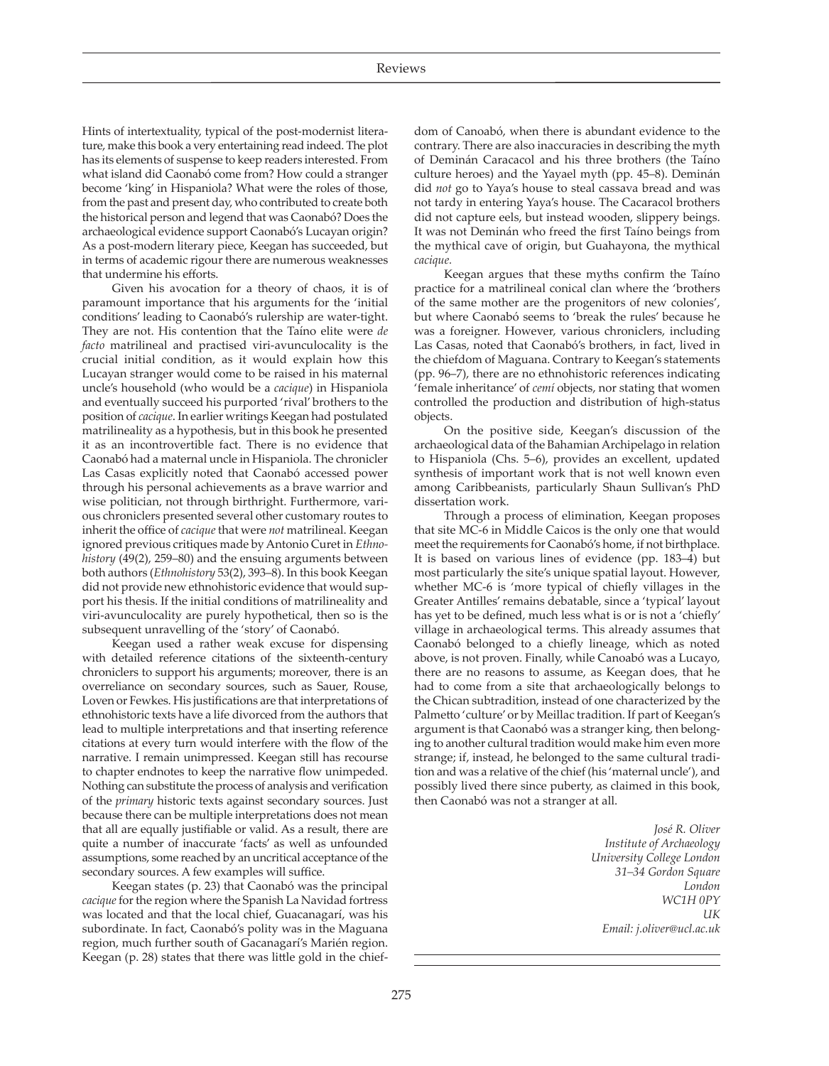Hints of intertextuality, typical of the post-modernist literature, make this book a very entertaining read indeed. The plot has its elements of suspense to keep readers interested. From what island did Caonabó come from? How could a stranger become 'king' in Hispaniola? What were the roles of those, from the past and present day, who contributed to create both the historical person and legend that was Caonabó? Does the archaeological evidence support Caonabó's Lucayan origin? As a post-modern literary piece, Keegan has succeeded, but in terms of academic rigour there are numerous weaknesses that undermine his efforts.

Given his avocation for a theory of chaos, it is of paramount importance that his arguments for the 'initial conditions' leading to Caonabó's rulership are water-tight. They are not. His contention that the Taíno elite were *de facto* matrilineal and practised viri-avunculocality is the crucial initial condition, as it would explain how this Lucayan stranger would come to be raised in his maternal uncle's household (who would be a *cacique*) in Hispaniola and eventually succeed his purported 'rival' brothers to the position of *cacique*. In earlier writings Keegan had postulated matrilineality as a hypothesis, but in this book he presented it as an incontrovertible fact. There is no evidence that Caonabó had a maternal uncle in Hispaniola. The chronicler Las Casas explicitly noted that Caonabó accessed power through his personal achievements as a brave warrior and wise politician, not through birthright. Furthermore, various chroniclers presented several other customary routes to inherit the office of *cacique* that were *not* matrilineal. Keegan ignored previous critiques made by Antonio Curet in *Ethnohistory* (49(2), 259–80) and the ensuing arguments between both authors (*Ethnohistory* 53(2), 393–8). In this book Keegan did not provide new ethnohistoric evidence that would support his thesis. If the initial conditions of matrilineality and viri-avunculocality are purely hypothetical, then so is the subsequent unravelling of the 'story' of Caonabó.

Keegan used a rather weak excuse for dispensing with detailed reference citations of the sixteenth-century chroniclers to support his arguments; moreover, there is an overreliance on secondary sources, such as Sauer, Rouse, Loven or Fewkes. His justifications are that interpretations of ethnohistoric texts have a life divorced from the authors that lead to multiple interpretations and that inserting reference citations at every turn would interfere with the flow of the narrative. I remain unimpressed. Keegan still has recourse to chapter endnotes to keep the narrative flow unimpeded. Nothing can substitute the process of analysis and verification of the *primary* historic texts against secondary sources. Just because there can be multiple interpretations does not mean that all are equally justifiable or valid. As a result, there are quite a number of inaccurate 'facts' as well as unfounded assumptions, some reached by an uncritical acceptance of the secondary sources. A few examples will suffice.

Keegan states (p. 23) that Caonabó was the principal *cacique* for the region where the Spanish La Navidad fortress was located and that the local chief, Guacanagarí, was his subordinate. In fact, Caonabó's polity was in the Maguana region, much further south of Gacanagarí's Marién region. Keegan (p. 28) states that there was little gold in the chiefdom of Canoabó, when there is abundant evidence to the contrary. There are also inaccuracies in describing the myth of Deminán Caracacol and his three brothers (the Taíno culture heroes) and the Yayael myth (pp. 45–8). Deminán did *not* go to Yaya's house to steal cassava bread and was not tardy in entering Yaya's house. The Cacaracol brothers did not capture eels, but instead wooden, slippery beings. It was not Deminán who freed the first Taíno beings from the mythical cave of origin, but Guahayona, the mythical *cacique*.

Keegan argues that these myths confirm the Taíno practice for a matrilineal conical clan where the 'brothers of the same mother are the progenitors of new colonies', but where Caonabó seems to 'break the rules' because he was a foreigner. However, various chroniclers, including Las Casas, noted that Caonabó's brothers, in fact, lived in the chiefdom of Maguana. Contrary to Keegan's statements (pp. 96–7), there are no ethnohistoric references indicating 'female inheritance' of *cemí* objects, nor stating that women controlled the production and distribution of high-status objects.

On the positive side, Keegan's discussion of the archaeological data of the Bahamian Archipelago in relation to Hispaniola (Chs. 5–6), provides an excellent, updated synthesis of important work that is not well known even among Caribbeanists, particularly Shaun Sullivan's PhD dissertation work.

Through a process of elimination, Keegan proposes that site MC-6 in Middle Caicos is the only one that would meet the requirements for Caonabó's home, if not birthplace. It is based on various lines of evidence (pp. 183–4) but most particularly the site's unique spatial layout. However, whether MC-6 is 'more typical of chiefly villages in the Greater Antilles' remains debatable, since a 'typical' layout has yet to be defined, much less what is or is not a 'chiefly' village in archaeological terms. This already assumes that Caonabó belonged to a chiefly lineage, which as noted above, is not proven. Finally, while Canoabó was a Lucayo, there are no reasons to assume, as Keegan does, that he had to come from a site that archaeologically belongs to the Chican subtradition, instead of one characterized by the Palmetto 'culture' or by Meillac tradition. If part of Keegan's argument is that Caonabó was a stranger king, then belonging to another cultural tradition would make him even more strange; if, instead, he belonged to the same cultural tradition and was a relative of the chief (his 'maternal uncle'), and possibly lived there since puberty, as claimed in this book, then Caonabó was not a stranger at all.

*José R. Oliver*
*Institute of Archaeology*
*University College London*
*31–34 Gordon Square*
*London*
*WC1H 0PY*
*UK*
*Email: j.oliver@ucl.ac.uk*